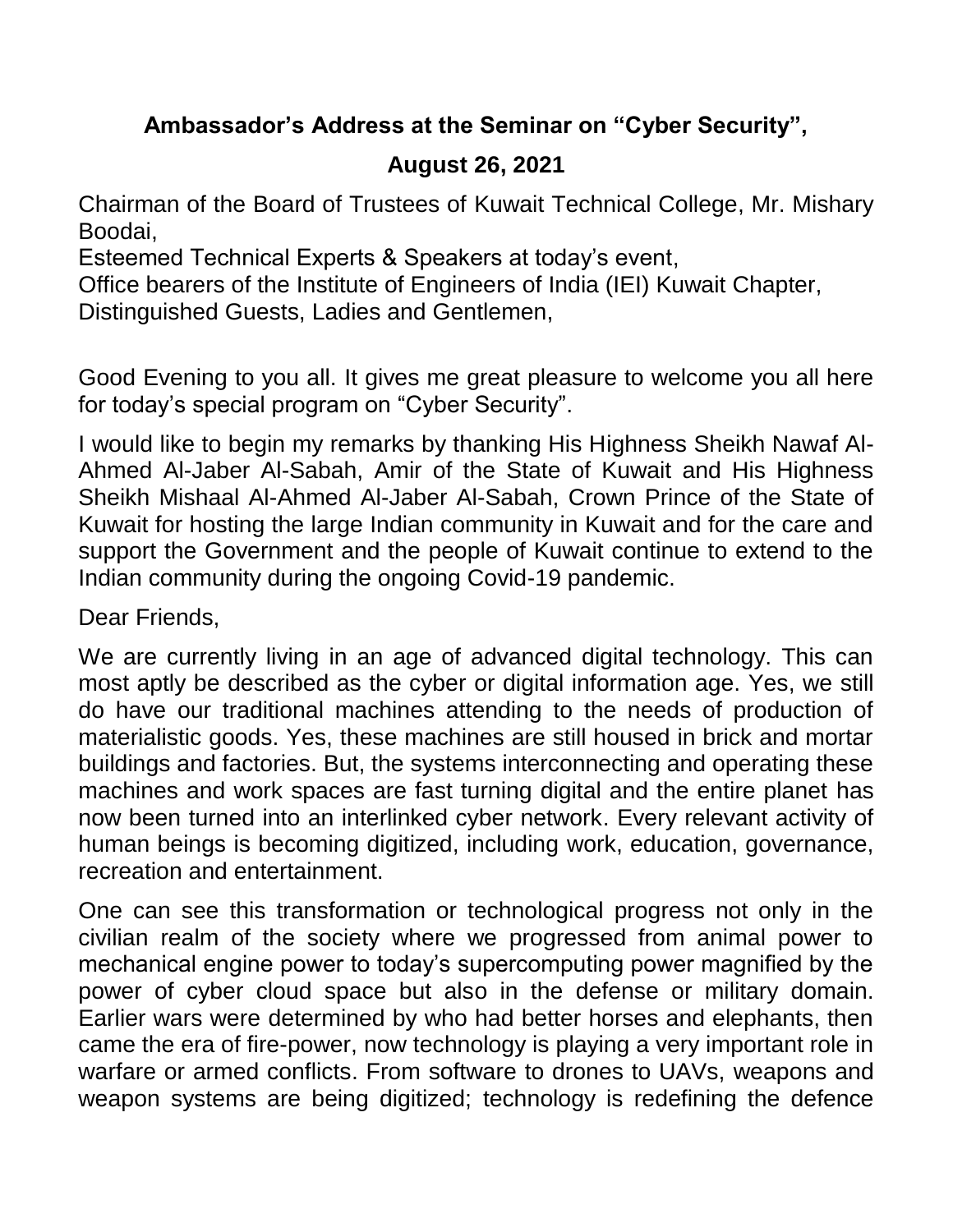**Ambassador's Address at the Seminar on "Cyber Security",**

**August 26, 2021**

Chairman of the Board of Trustees of Kuwait Technical College, Mr. Mishary Boodai,
Esteemed Technical Experts & Speakers at today's event,
Office bearers of the Institute of Engineers of India (IEI) Kuwait Chapter,
Distinguished Guests, Ladies and Gentlemen,

Good Evening to you all. It gives me great pleasure to welcome you all here for today's special program on "Cyber Security".

I would like to begin my remarks by thanking His Highness Sheikh Nawaf Al-Ahmed Al-Jaber Al-Sabah, Amir of the State of Kuwait and His Highness Sheikh Mishaal Al-Ahmed Al-Jaber Al-Sabah, Crown Prince of the State of Kuwait for hosting the large Indian community in Kuwait and for the care and support the Government and the people of Kuwait continue to extend to the Indian community during the ongoing Covid-19 pandemic.

Dear Friends,

We are currently living in an age of advanced digital technology. This can most aptly be described as the cyber or digital information age. Yes, we still do have our traditional machines attending to the needs of production of materialistic goods. Yes, these machines are still housed in brick and mortar buildings and factories. But, the systems interconnecting and operating these machines and work spaces are fast turning digital and the entire planet has now been turned into an interlinked cyber network. Every relevant activity of human beings is becoming digitized, including work, education, governance, recreation and entertainment.

One can see this transformation or technological progress not only in the civilian realm of the society where we progressed from animal power to mechanical engine power to today's supercomputing power magnified by the power of cyber cloud space but also in the defense or military domain. Earlier wars were determined by who had better horses and elephants, then came the era of fire-power, now technology is playing a very important role in warfare or armed conflicts. From software to drones to UAVs, weapons and weapon systems are being digitized; technology is redefining the defence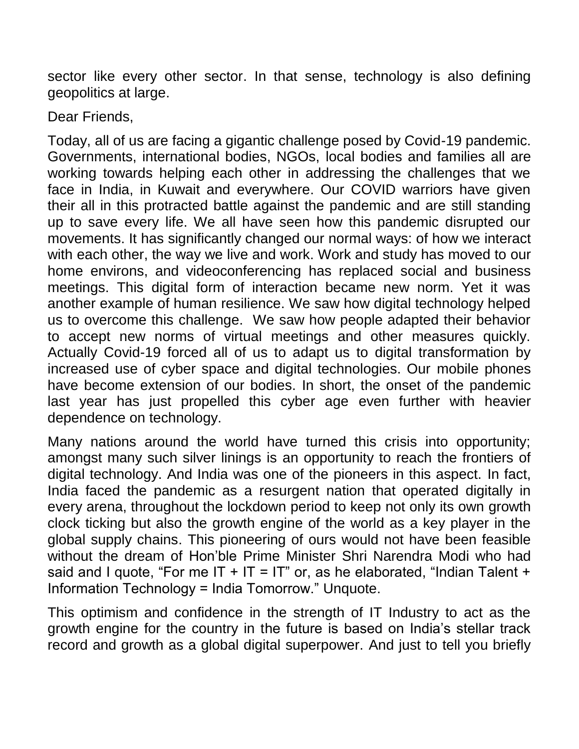sector like every other sector. In that sense, technology is also defining geopolitics at large.

Dear Friends,

Today, all of us are facing a gigantic challenge posed by Covid-19 pandemic. Governments, international bodies, NGOs, local bodies and families all are working towards helping each other in addressing the challenges that we face in India, in Kuwait and everywhere. Our COVID warriors have given their all in this protracted battle against the pandemic and are still standing up to save every life. We all have seen how this pandemic disrupted our movements. It has significantly changed our normal ways: of how we interact with each other, the way we live and work. Work and study has moved to our home environs, and videoconferencing has replaced social and business meetings. This digital form of interaction became new norm. Yet it was another example of human resilience. We saw how digital technology helped us to overcome this challenge. We saw how people adapted their behavior to accept new norms of virtual meetings and other measures quickly. Actually Covid-19 forced all of us to adapt us to digital transformation by increased use of cyber space and digital technologies. Our mobile phones have become extension of our bodies. In short, the onset of the pandemic last year has just propelled this cyber age even further with heavier dependence on technology.

Many nations around the world have turned this crisis into opportunity; amongst many such silver linings is an opportunity to reach the frontiers of digital technology. And India was one of the pioneers in this aspect. In fact, India faced the pandemic as a resurgent nation that operated digitally in every arena, throughout the lockdown period to keep not only its own growth clock ticking but also the growth engine of the world as a key player in the global supply chains. This pioneering of ours would not have been feasible without the dream of Hon'ble Prime Minister Shri Narendra Modi who had said and I quote, "For me IT + IT = IT" or, as he elaborated, "Indian Talent + Information Technology = India Tomorrow." Unquote.

This optimism and confidence in the strength of IT Industry to act as the growth engine for the country in the future is based on India's stellar track record and growth as a global digital superpower. And just to tell you briefly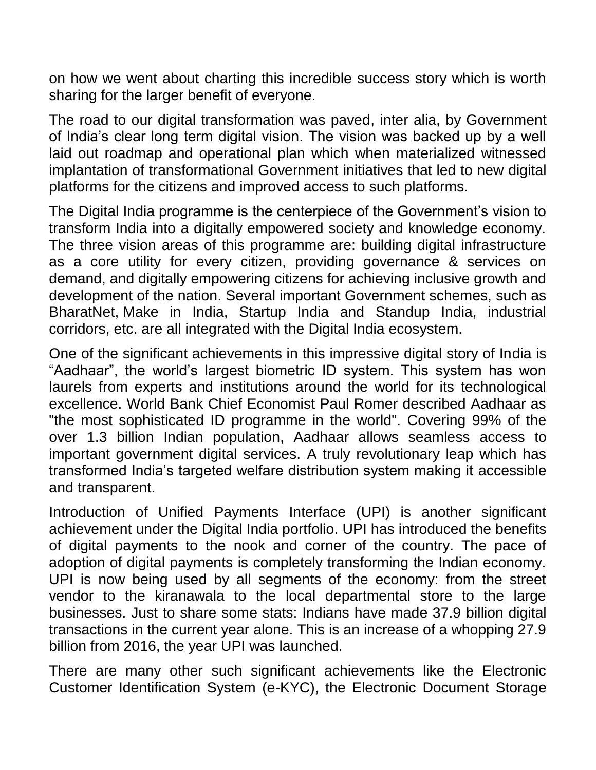on how we went about charting this incredible success story which is worth sharing for the larger benefit of everyone.

The road to our digital transformation was paved, inter alia, by Government of India's clear long term digital vision. The vision was backed up by a well laid out roadmap and operational plan which when materialized witnessed implantation of transformational Government initiatives that led to new digital platforms for the citizens and improved access to such platforms.

The Digital India programme is the centerpiece of the Government's vision to transform India into a digitally empowered society and knowledge economy. The three vision areas of this programme are: building digital infrastructure as a core utility for every citizen, providing governance & services on demand, and digitally empowering citizens for achieving inclusive growth and development of the nation. Several important Government schemes, such as BharatNet, Make in India, Startup India and Standup India, industrial corridors, etc. are all integrated with the Digital India ecosystem.

One of the significant achievements in this impressive digital story of India is "Aadhaar", the world's largest biometric ID system. This system has won laurels from experts and institutions around the world for its technological excellence. World Bank Chief Economist Paul Romer described Aadhaar as "the most sophisticated ID programme in the world". Covering 99% of the over 1.3 billion Indian population, Aadhaar allows seamless access to important government digital services. A truly revolutionary leap which has transformed India's targeted welfare distribution system making it accessible and transparent.

Introduction of Unified Payments Interface (UPI) is another significant achievement under the Digital India portfolio. UPI has introduced the benefits of digital payments to the nook and corner of the country. The pace of adoption of digital payments is completely transforming the Indian economy. UPI is now being used by all segments of the economy: from the street vendor to the kiranawala to the local departmental store to the large businesses. Just to share some stats: Indians have made 37.9 billion digital transactions in the current year alone. This is an increase of a whopping 27.9 billion from 2016, the year UPI was launched.

There are many other such significant achievements like the Electronic Customer Identification System (e-KYC), the Electronic Document Storage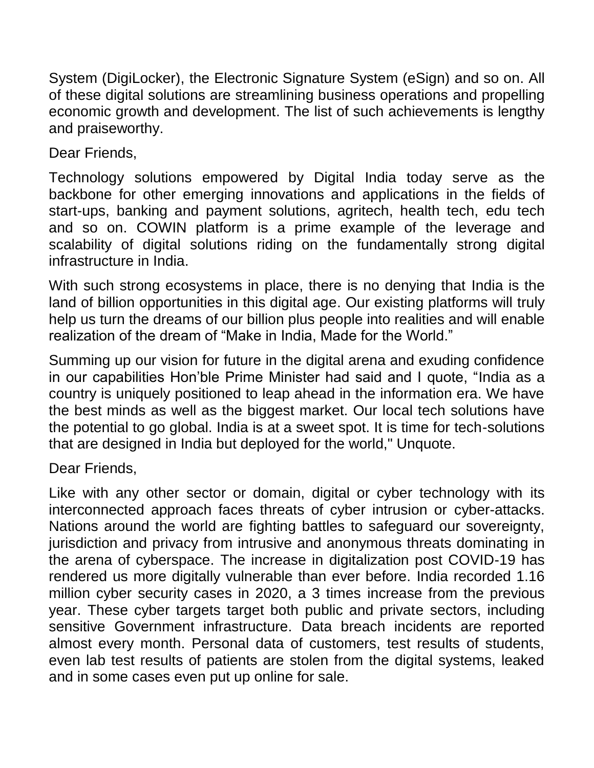System (DigiLocker), the Electronic Signature System (eSign) and so on. All of these digital solutions are streamlining business operations and propelling economic growth and development. The list of such achievements is lengthy and praiseworthy.

Dear Friends,

Technology solutions empowered by Digital India today serve as the backbone for other emerging innovations and applications in the fields of start-ups, banking and payment solutions, agritech, health tech, edu tech and so on. COWIN platform is a prime example of the leverage and scalability of digital solutions riding on the fundamentally strong digital infrastructure in India.

With such strong ecosystems in place, there is no denying that India is the land of billion opportunities in this digital age. Our existing platforms will truly help us turn the dreams of our billion plus people into realities and will enable realization of the dream of "Make in India, Made for the World."

Summing up our vision for future in the digital arena and exuding confidence in our capabilities Hon'ble Prime Minister had said and I quote, "India as a country is uniquely positioned to leap ahead in the information era. We have the best minds as well as the biggest market. Our local tech solutions have the potential to go global. India is at a sweet spot. It is time for tech-solutions that are designed in India but deployed for the world," Unquote.

Dear Friends,

Like with any other sector or domain, digital or cyber technology with its interconnected approach faces threats of cyber intrusion or cyber-attacks. Nations around the world are fighting battles to safeguard our sovereignty, jurisdiction and privacy from intrusive and anonymous threats dominating in the arena of cyberspace. The increase in digitalization post COVID-19 has rendered us more digitally vulnerable than ever before. India recorded 1.16 million cyber security cases in 2020, a 3 times increase from the previous year. These cyber targets target both public and private sectors, including sensitive Government infrastructure. Data breach incidents are reported almost every month. Personal data of customers, test results of students, even lab test results of patients are stolen from the digital systems, leaked and in some cases even put up online for sale.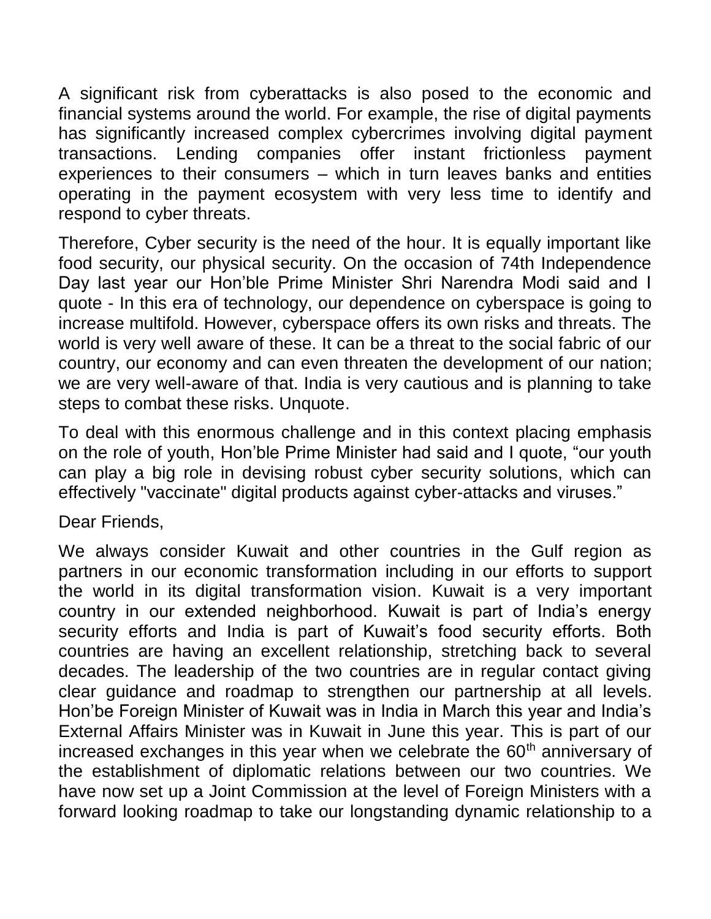A significant risk from cyberattacks is also posed to the economic and financial systems around the world. For example, the rise of digital payments has significantly increased complex cybercrimes involving digital payment transactions. Lending companies offer instant frictionless payment experiences to their consumers – which in turn leaves banks and entities operating in the payment ecosystem with very less time to identify and respond to cyber threats.

Therefore, Cyber security is the need of the hour. It is equally important like food security, our physical security. On the occasion of 74th Independence Day last year our Hon'ble Prime Minister Shri Narendra Modi said and I quote - In this era of technology, our dependence on cyberspace is going to increase multifold. However, cyberspace offers its own risks and threats. The world is very well aware of these. It can be a threat to the social fabric of our country, our economy and can even threaten the development of our nation; we are very well-aware of that. India is very cautious and is planning to take steps to combat these risks. Unquote.

To deal with this enormous challenge and in this context placing emphasis on the role of youth, Hon'ble Prime Minister had said and I quote, "our youth can play a big role in devising robust cyber security solutions, which can effectively "vaccinate" digital products against cyber-attacks and viruses."

Dear Friends,

We always consider Kuwait and other countries in the Gulf region as partners in our economic transformation including in our efforts to support the world in its digital transformation vision. Kuwait is a very important country in our extended neighborhood. Kuwait is part of India's energy security efforts and India is part of Kuwait's food security efforts. Both countries are having an excellent relationship, stretching back to several decades. The leadership of the two countries are in regular contact giving clear guidance and roadmap to strengthen our partnership at all levels. Hon'be Foreign Minister of Kuwait was in India in March this year and India's External Affairs Minister was in Kuwait in June this year. This is part of our increased exchanges in this year when we celebrate the 60th anniversary of the establishment of diplomatic relations between our two countries. We have now set up a Joint Commission at the level of Foreign Ministers with a forward looking roadmap to take our longstanding dynamic relationship to a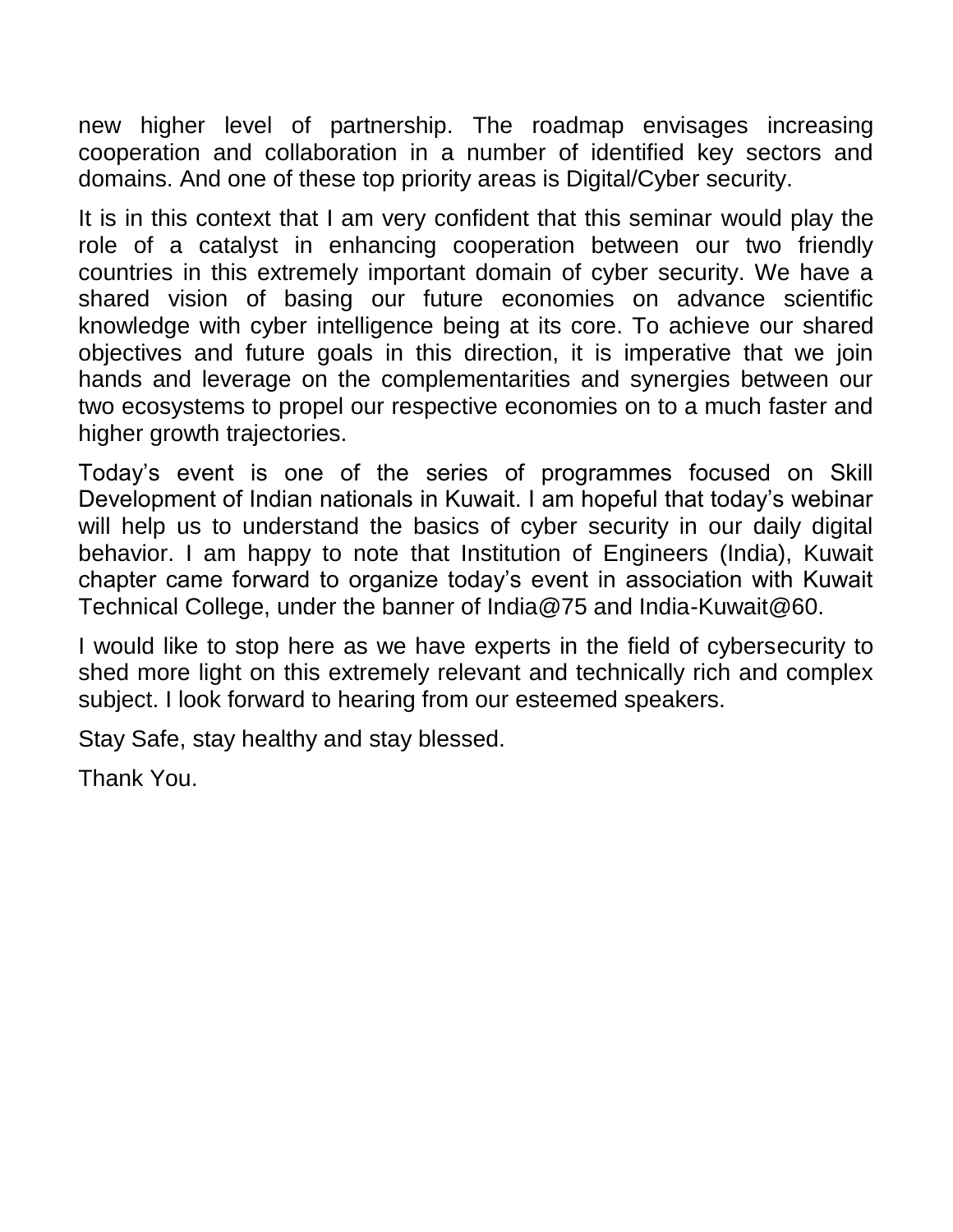new higher level of partnership. The roadmap envisages increasing cooperation and collaboration in a number of identified key sectors and domains. And one of these top priority areas is Digital/Cyber security.

It is in this context that I am very confident that this seminar would play the role of a catalyst in enhancing cooperation between our two friendly countries in this extremely important domain of cyber security. We have a shared vision of basing our future economies on advance scientific knowledge with cyber intelligence being at its core. To achieve our shared objectives and future goals in this direction, it is imperative that we join hands and leverage on the complementarities and synergies between our two ecosystems to propel our respective economies on to a much faster and higher growth trajectories.

Today's event is one of the series of programmes focused on Skill Development of Indian nationals in Kuwait. I am hopeful that today's webinar will help us to understand the basics of cyber security in our daily digital behavior. I am happy to note that Institution of Engineers (India), Kuwait chapter came forward to organize today's event in association with Kuwait Technical College, under the banner of India@75 and India-Kuwait@60.

I would like to stop here as we have experts in the field of cybersecurity to shed more light on this extremely relevant and technically rich and complex subject. I look forward to hearing from our esteemed speakers.

Stay Safe, stay healthy and stay blessed.

Thank You.